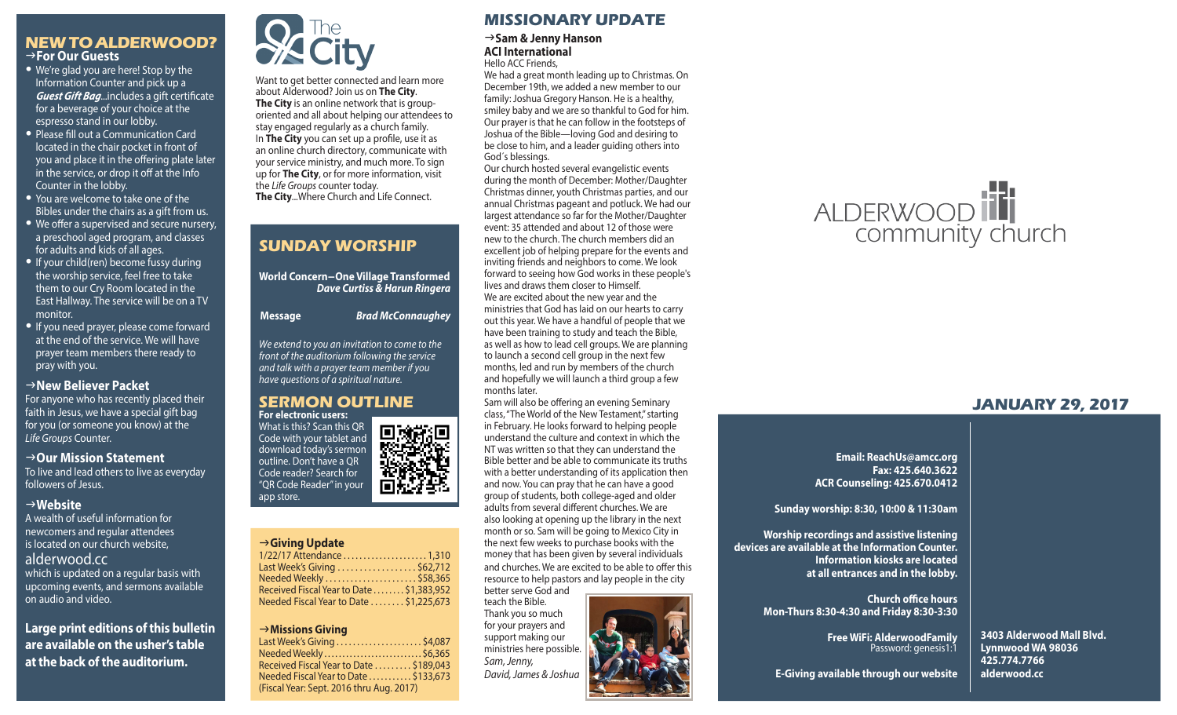## NEW TO ALDERWOOD?

### →For Our Guests

- We're glad you are here! Stop by the Information Counter and pick up a ***Guest Gift Bag***...includes a gift certificate for a beverage of your choice at the espresso stand in our lobby.
- Please fill out a Communication Card located in the chair pocket in front of you and place it in the offering plate later in the service, or drop it off at the Info Counter in the lobby.
- You are welcome to take one of the Bibles under the chairs as a gift from us.
- We offer a supervised and secure nursery, a preschool aged program, and classes for adults and kids of all ages.
- If your child(ren) become fussy during the worship service, feel free to take them to our Cry Room located in the East Hallway. The service will be on a TV monitor.
- If you need prayer, please come forward at the end of the service. We will have prayer team members there ready to pray with you.

### →New Believer Packet

For anyone who has recently placed their faith in Jesus, we have a special gift bag for you (or someone you know) at the *Life Groups* Counter.

### →Our Mission Statement

To live and lead others to live as everyday followers of Jesus.

### →Website

A wealth of useful information for newcomers and regular attendees is located on our church website,

alderwood.cc

which is updated on a regular basis with upcoming events, and sermons available on audio and video.

**Large print editions of this bulletin are available on the usher's table at the back of the auditorium.**

## The City

Want to get better connected and learn more about Alderwood? Join us on **The City**.

**The City** is an online network that is group-oriented and all about helping our attendees to stay engaged regularly as a church family.

In **The City** you can set up a profile, use it as an online church directory, communicate with your service ministry, and much more. To sign up for **The City**, or for more information, visit the *Life Groups* counter today.

**The City**...Where Church and Life Connect.

## SUNDAY WORSHIP

**World Concern–One Village Transformed**
***Dave Curtiss & Harun Ringera***

**Message** ***Brad McConnaughey***

*We extend to you an invitation to come to the front of the auditorium following the service and talk with a prayer team member if you have questions of a spiritual nature.*

## SERMON OUTLINE

**For electronic users:**
What is this? Scan this QR Code with your tablet and download today's sermon outline. Don't have a QR Code reader? Search for "QR Code Reader" in your app store.

### →Giving Update

| | |
|---|---|
| 1/22/17 Attendance | 1,310 |
| Last Week's Giving | $62,712 |
| Needed Weekly | $58,365 |
| Received Fiscal Year to Date | $1,383,952 |
| Needed Fiscal Year to Date | $1,225,673 |

### →Missions Giving

| | |
|---|---|
| Last Week's Giving | $4,087 |
| Needed Weekly | $6,365 |
| Received Fiscal Year to Date | $189,043 |
| Needed Fiscal Year to Date | $133,673 |

(Fiscal Year: Sept. 2016 thru Aug. 2017)

## MISSIONARY UPDATE

### →Sam & Jenny Hanson

**ACI International**

Hello ACC Friends,

We had a great month leading up to Christmas. On December 19th, we added a new member to our family: Joshua Gregory Hanson. He is a healthy, smiley baby and we are so thankful to God for him. Our prayer is that he can follow in the footsteps of Joshua of the Bible—loving God and desiring to be close to him, and a leader guiding others into God´s blessings.

Our church hosted several evangelistic events during the month of December: Mother/Daughter Christmas dinner, youth Christmas parties, and our annual Christmas pageant and potluck. We had our largest attendance so far for the Mother/Daughter event: 35 attended and about 12 of those were new to the church. The church members did an excellent job of helping prepare for the events and inviting friends and neighbors to come. We look forward to seeing how God works in these people's lives and draws them closer to Himself.

We are excited about the new year and the ministries that God has laid on our hearts to carry out this year. We have a handful of people that we have been training to study and teach the Bible, as well as how to lead cell groups. We are planning to launch a second cell group in the next few months, led and run by members of the church and hopefully we will launch a third group a few months later.

Sam will also be offering an evening Seminary class, "The World of the New Testament," starting in February. He looks forward to helping people understand the culture and context in which the NT was written so that they can understand the Bible better and be able to communicate its truths with a better understanding of its application then and now. You can pray that he can have a good group of students, both college-aged and older adults from several different churches. We are also looking at opening up the library in the next month or so. Sam will be going to Mexico City in the next few weeks to purchase books with the money that has been given by several individuals and churches. We are excited to be able to offer this resource to help pastors and lay people in the city better serve God and teach the Bible.

Thank you so much for your prayers and support making our ministries here possible.

*Sam, Jenny,*
*David, James & Joshua*

ALDERWOOD community church

## JANUARY 29, 2017

**Email: ReachUs@amcc.org**
**Fax: 425.640.3622**
**ACR Counseling: 425.670.0412**

**Sunday worship: 8:30, 10:00 & 11:30am**

**Worship recordings and assistive listening devices are available at the Information Counter. Information kiosks are located at all entrances and in the lobby.**

**Church office hours**
**Mon-Thurs 8:30-4:30 and Friday 8:30-3:30**

**Free WiFi: AlderwoodFamily**
Password: genesis1:1

**E-Giving available through our website**

**3403 Alderwood Mall Blvd.**
**Lynnwood WA 98036**
**425.774.7766**
**alderwood.cc**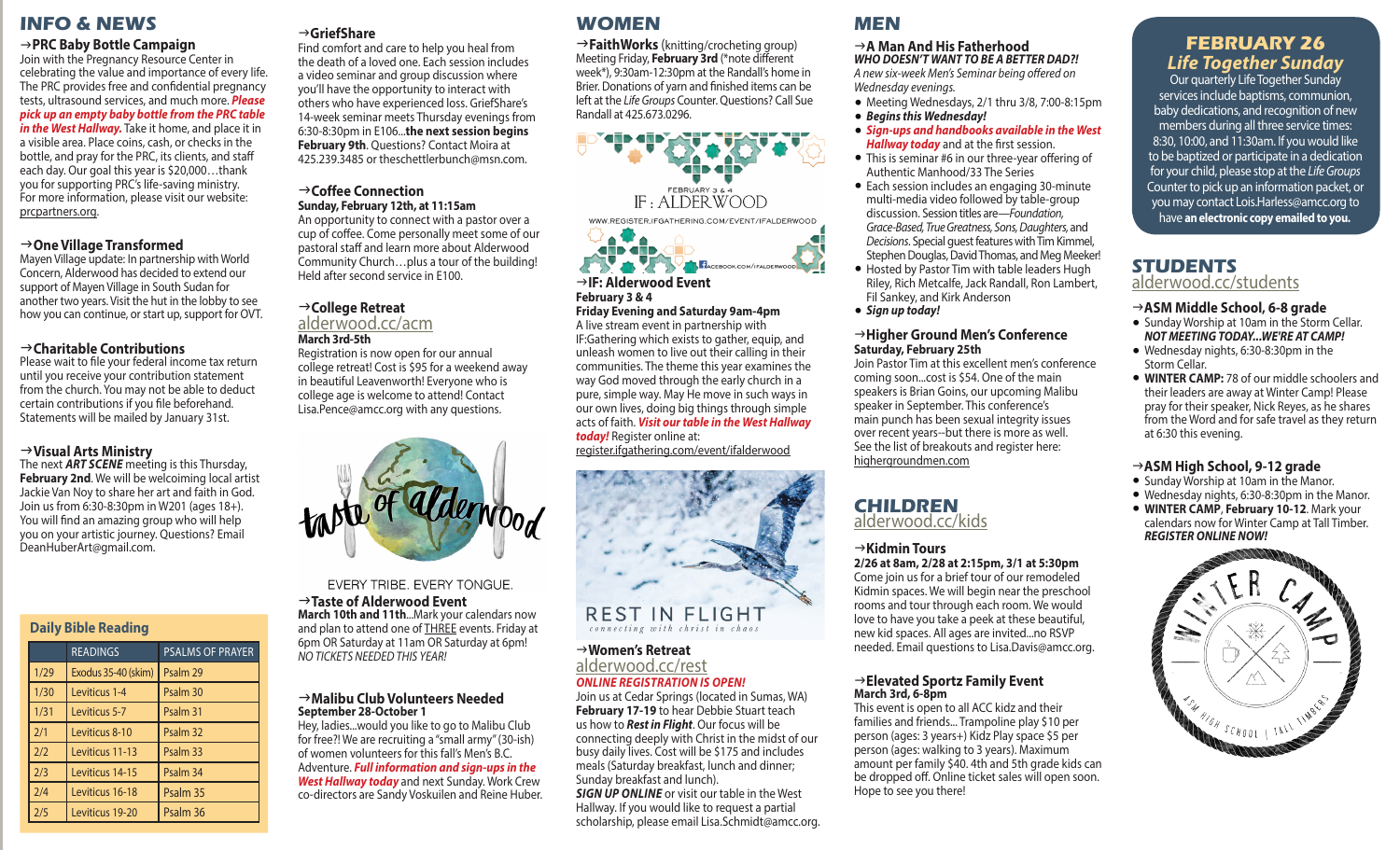## INFO & NEWS

### →PRC Baby Bottle Campaign

Join with the Pregnancy Resource Center in celebrating the value and importance of every life. The PRC provides free and confidential pregnancy tests, ultrasound services, and much more. ***Please pick up an empty baby bottle from the PRC table in the West Hallway.*** Take it home, and place it in a visible area. Place coins, cash, or checks in the bottle, and pay for the PRC, its clients, and staff each day. Our goal this year is $20,000…thank you for supporting PRC's life-saving ministry. For more information, please visit our website: prcpartners.org.

### →One Village Transformed

Mayen Village update: In partnership with World Concern, Alderwood has decided to extend our support of Mayen Village in South Sudan for another two years. Visit the hut in the lobby to see how you can continue, or start up, support for OVT.

### →Charitable Contributions

Please wait to file your federal income tax return until you receive your contribution statement from the church. You may not be able to deduct certain contributions if you file beforehand. Statements will be mailed by January 31st.

### →Visual Arts Ministry

The next ***ART SCENE*** meeting is this Thursday, **February 2nd**. We will be welcoming local artist Jackie Van Noy to share her art and faith in God. Join us from 6:30-8:30pm in W201 (ages 18+). You will find an amazing group who will help you on your artistic journey. Questions? Email DeanHuberArt@gmail.com.

### Daily Bible Reading

| | READINGS | PSALMS OF PRAYER |
|---|---|---|
| 1/29 | Exodus 35-40 (skim) | Psalm 29 |
| 1/30 | Leviticus 1-4 | Psalm 30 |
| 1/31 | Leviticus 5-7 | Psalm 31 |
| 2/1 | Leviticus 8-10 | Psalm 32 |
| 2/2 | Leviticus 11-13 | Psalm 33 |
| 2/3 | Leviticus 14-15 | Psalm 34 |
| 2/4 | Leviticus 16-18 | Psalm 35 |
| 2/5 | Leviticus 19-20 | Psalm 36 |

### →GriefShare

Find comfort and care to help you heal from the death of a loved one. Each session includes a video seminar and group discussion where you'll have the opportunity to interact with others who have experienced loss. GriefShare's 14-week seminar meets Thursday evenings from 6:30-8:30pm in E106...**the next session begins February 9th**. Questions? Contact Moira at 425.239.3485 or theschettlerbunch@msn.com.

### →Coffee Connection

**Sunday, February 12th, at 11:15am**

An opportunity to connect with a pastor over a cup of coffee. Come personally meet some of our pastoral staff and learn more about Alderwood Community Church…plus a tour of the building! Held after second service in E100.

### →College Retreat

alderwood.cc/acm

**March 3rd-5th**

Registration is now open for our annual college retreat! Cost is $95 for a weekend away in beautiful Leavenworth! Everyone who is college age is welcome to attend! Contact Lisa.Pence@amcc.org with any questions.

taste of alderwood

EVERY TRIBE. EVERY TONGUE.

### →Taste of Alderwood Event

**March 10th and 11th**...Mark your calendars now and plan to attend one of THREE events. Friday at 6pm OR Saturday at 11am OR Saturday at 6pm! *NO TICKETS NEEDED THIS YEAR!*

### →Malibu Club Volunteers Needed

**September 28-October 1**

Hey, ladies...would you like to go to Malibu Club for free?! We are recruiting a "small army" (30-ish) of women volunteers for this fall's Men's B.C. Adventure. ***Full information and sign-ups in the West Hallway today*** and next Sunday. Work Crew co-directors are Sandy Voskuilen and Reine Hubner.

## WOMEN

### →FaithWorks (knitting/crocheting group)

Meeting Friday, **February 3rd** (*note different week*), 9:30am-12:30pm at the Randall's home in Brier. Donations of yarn and finished items can be left at the *Life Groups* Counter. Questions? Call Sue Randall at 425.673.0296.

FEBRUARY 3 & 4

IF : ALDERWOOD

WWW.REGISTER.IFGATHERING.COM/EVENT/IFALDERWOOD

FACEBOOK.COM/IFALDERWOOD

### →IF: Alderwood Event

**February 3 & 4**

**Friday Evening and Saturday 9am-4pm**

A live stream event in partnership with IF:Gathering which exists to gather, equip, and unleash women to live out their calling in their communities. The theme this year examines the way God moved through the early church in a pure, simple way. May He move in such ways in our own lives, doing big things through simple acts of faith. ***Visit our table in the West Hallway today!*** Register online at: register.ifgathering.com/event/ifalderwood

REST IN FLIGHT

connecting with christ in chaos

### →Women's Retreat

alderwood.cc/rest

***ONLINE REGISTRATION IS OPEN!***

Join us at Cedar Springs (located in Sumas, WA) **February 17-19** to hear Debbie Stuart teach us how to ***Rest in Flight***. Our focus will be connecting deeply with Christ in the midst of our busy daily lives. Cost will be $175 and includes meals (Saturday breakfast, lunch and dinner; Sunday breakfast and lunch).

***SIGN UP ONLINE*** or visit our table in the West Hallway. If you would like to request a partial scholarship, please email Lisa.Schmidt@amcc.org.

## MEN

### →A Man And His Fatherhood

***WHO DOESN'T WANT TO BE A BETTER DAD?!***

*A new six-week Men's Seminar being offered on Wednesday evenings.*

- Meeting Wednesdays, 2/1 thru 3/8, 7:00-8:15pm
- ***Begins this Wednesday!***
- ***Sign-ups and handbooks available in the West Hallway today*** and at the first session.
- This is seminar #6 in our three-year offering of Authentic Manhood/33 The Series
- Each session includes an engaging 30-minute multi-media video followed by table-group discussion. Session titles are—*Foundation, Grace-Based, True Greatness, Sons, Daughters,* and *Decisions*. Special guest features with Tim Kimmel, Stephen Douglas, David Thomas, and Meg Meeker!
- Hosted by Pastor Tim with table leaders Hugh Riley, Rich Metcalfe, Jack Randall, Ron Lambert, Fil Sankey, and Kirk Anderson
- ***Sign up today!***

### →Higher Ground Men's Conference

**Saturday, February 25th**

Join Pastor Tim at this excellent men's conference coming soon...cost is $54. One of the main speakers is Brian Goins, our upcoming Malibu speaker in September. This conference's main punch has been sexual integrity issues over recent years--but there is more as well. See the list of breakouts and register here: highergroundmen.com

## CHILDREN

alderwood.cc/kids

### →Kidmin Tours

**2/26 at 8am, 2/28 at 2:15pm, 3/1 at 5:30pm**

Come join us for a brief tour of our remodeled Kidmin spaces. We will begin near the preschool rooms and tour through each room. We would love to have you take a peek at these beautiful, new kid spaces. All ages are invited...no RSVP needed. Email questions to Lisa.Davis@amcc.org.

### →Elevated Sportz Family Event

**March 3rd, 6-8pm**

This event is open to all ACC kidz and their families and friends... Trampoline play $10 per person (ages: 3 years+) Kidz Play space $5 per person (ages: walking to 3 years). Maximum amount per family $40. 4th and 5th grade kids can be dropped off. Online ticket sales will open soon. Hope to see you there!

## FEBRUARY 26
## *Life Together Sunday*

Our quarterly Life Together Sunday services include baptisms, communion, baby dedications, and recognition of new members during all three service times: 8:30, 10:00, and 11:30am. If you would like to be baptized or participate in a dedication for your child, please stop at the *Life Groups* Counter to pick up an information packet, or you may contact Lois.Harless@amcc.org to have **an electronic copy emailed to you.**

## STUDENTS

alderwood.cc/students

### →ASM Middle School, 6-8 grade

- Sunday Worship at 10am in the Storm Cellar. ***NOT MEETING TODAY...WE'RE AT CAMP!***
- Wednesday nights, 6:30-8:30pm in the Storm Cellar.
- **WINTER CAMP:** 78 of our middle schoolers and their leaders are away at Winter Camp! Please pray for their speaker, Nick Reyes, as he shares from the Word and for safe travel as they return at 6:30 this evening.

### →ASM High School, 9-12 grade

- Sunday Worship at 10am in the Manor.
- Wednesday nights, 6:30-8:30pm in the Manor.
- **WINTER CAMP, February 10-12**. Mark your calendars now for Winter Camp at Tall Timber. ***REGISTER ONLINE NOW!***

WINTER CAMP

ASM HIGH SCHOOL | TALL TIMBERS